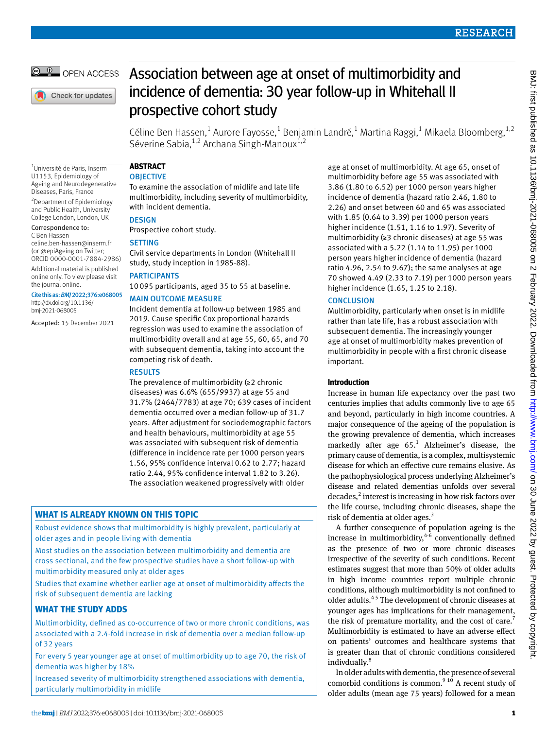# Association between age at onset of multimorbidity and incidence of dementia: 30 year follow-up in Whitehall II prospective cohort study

Céline Ben Hassen,[1] Aurore Fayosse,[1] Benjamin Landré,[1] Martina Raggi,[1] Mikaela Bloomberg,[1,2] Séverine Sabia,[1,2] Archana Singh-Manoux[1,2]

[1]Université de Paris, Inserm U1153, Epidemiology of Ageing and Neurodegenerative Diseases, Paris, France

[2]Department of Epidemiology and Public Health, University College London, London, UK

Correspondence to: C Ben Hassen celine.ben-hassen@inserm.fr (or @epiAgeing on Twitter; ORCID 0000-0001-7884-2986)

Additional material is published online only. To view please visit the journal online.

Cite this as: *BMJ* 2022;376:e068005 http://dx.doi.org/10.1136/bmj-2021-068005

Accepted: 15 December 2021

## ABSTRACT

### OBJECTIVE

To examine the association of midlife and late life multimorbidity, including severity of multimorbidity, with incident dementia.

### DESIGN

Prospective cohort study.

### SETTING

Civil service departments in London (Whitehall II study, study inception in 1985-88).

### PARTICIPANTS

10 095 participants, aged 35 to 55 at baseline.

### MAIN OUTCOME MEASURE

Incident dementia at follow-up between 1985 and 2019. Cause specific Cox proportional hazards regression was used to examine the association of multimorbidity overall and at age 55, 60, 65, and 70 with subsequent dementia, taking into account the competing risk of death.

### RESULTS

The prevalence of multimorbidity (≥2 chronic diseases) was 6.6% (655/9937) at age 55 and 31.7% (2464/7783) at age 70; 639 cases of incident dementia occurred over a median follow-up of 31.7 years. After adjustment for sociodemographic factors and health behaviours, multimorbidity at age 55 was associated with subsequent risk of dementia (difference in incidence rate per 1000 person years 1.56, 95% confidence interval 0.62 to 2.77; hazard ratio 2.44, 95% confidence interval 1.82 to 3.26). The association weakened progressively with older age at onset of multimorbidity. At age 65, onset of multimorbidity before age 55 was associated with 3.86 (1.80 to 6.52) per 1000 person years higher incidence of dementia (hazard ratio 2.46, 1.80 to 2.26) and onset between 60 and 65 was associated with 1.85 (0.64 to 3.39) per 1000 person years higher incidence (1.51, 1.16 to 1.97). Severity of multimorbidity (≥3 chronic diseases) at age 55 was associated with a 5.22 (1.14 to 11.95) per 1000 person years higher incidence of dementia (hazard ratio 4.96, 2.54 to 9.67); the same analyses at age 70 showed 4.49 (2.33 to 7.19) per 1000 person years higher incidence (1.65, 1.25 to 2.18).

### CONCLUSION

Multimorbidity, particularly when onset is in midlife rather than late life, has a robust association with subsequent dementia. The increasingly younger age at onset of multimorbidity makes prevention of multimorbidity in people with a first chronic disease important.

### WHAT IS ALREADY KNOWN ON THIS TOPIC

Robust evidence shows that multimorbidity is highly prevalent, particularly at older ages and in people living with dementia

Most studies on the association between multimorbidity and dementia are cross sectional, and the few prospective studies have a short follow-up with multimorbidity measured only at older ages

Studies that examine whether earlier age at onset of multimorbidity affects the risk of subsequent dementia are lacking

### WHAT THE STUDY ADDS

Multimorbidity, defined as co-occurrence of two or more chronic conditions, was associated with a 2.4-fold increase in risk of dementia over a median follow-up of 32 years

For every 5 year younger age at onset of multimorbidity up to age 70, the risk of dementia was higher by 18%

Increased severity of multimorbidity strengthened associations with dementia, particularly multimorbidity in midlife

## Introduction

Increase in human life expectancy over the past two centuries implies that adults commonly live to age 65 and beyond, particularly in high income countries. A major consequence of the ageing of the population is the growing prevalence of dementia, which increases markedly after age 65.[1] Alzheimer's disease, the primary cause of dementia, is a complex, multisystemic disease for which an effective cure remains elusive. As the pathophysiological process underlying Alzheimer's disease and related dementias unfolds over several decades,[2] interest is increasing in how risk factors over the life course, including chronic diseases, shape the risk of dementia at older ages.[3]

A further consequence of population ageing is the increase in multimorbidity,[4-6] conventionally defined as the presence of two or more chronic diseases irrespective of the severity of such conditions. Recent estimates suggest that more than 50% of older adults in high income countries report multiple chronic conditions, although multimorbidity is not confined to older adults.[4 5] The development of chronic diseases at younger ages has implications for their management, the risk of premature mortality, and the cost of care.[7] Multimorbidity is estimated to have an adverse effect on patients' outcomes and healthcare systems that is greater than that of chronic conditions considered indivdually.[8]

In older adults with dementia, the presence of several comorbid conditions is common.[9 10] A recent study of older adults (mean age 75 years) followed for a mean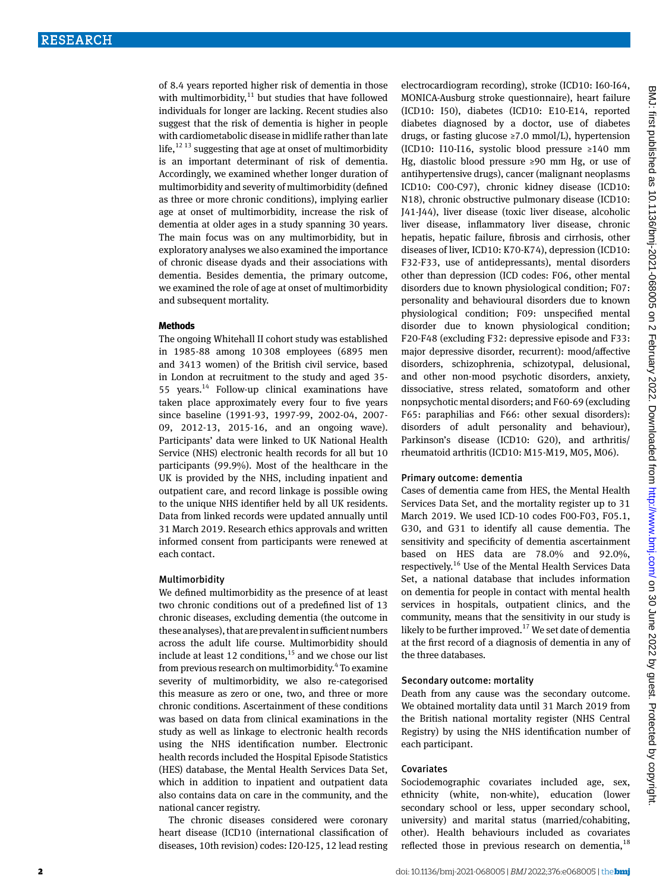of 8.4 years reported higher risk of dementia in those with multimorbidity,[11] but studies that have followed individuals for longer are lacking. Recent studies also suggest that the risk of dementia is higher in people with cardiometabolic disease in midlife rather than late life,[12 13] suggesting that age at onset of multimorbidity is an important determinant of risk of dementia. Accordingly, we examined whether longer duration of multimorbidity and severity of multimorbidity (defined as three or more chronic conditions), implying earlier age at onset of multimorbidity, increase the risk of dementia at older ages in a study spanning 30 years. The main focus was on any multimorbidity, but in exploratory analyses we also examined the importance of chronic disease dyads and their associations with dementia. Besides dementia, the primary outcome, we examined the role of age at onset of multimorbidity and subsequent mortality.

## Methods

The ongoing Whitehall II cohort study was established in 1985-88 among 10 308 employees (6895 men and 3413 women) of the British civil service, based in London at recruitment to the study and aged 35-55 years.[14] Follow-up clinical examinations have taken place approximately every four to five years since baseline (1991-93, 1997-99, 2002-04, 2007-09, 2012-13, 2015-16, and an ongoing wave). Participants' data were linked to UK National Health Service (NHS) electronic health records for all but 10 participants (99.9%). Most of the healthcare in the UK is provided by the NHS, including inpatient and outpatient care, and record linkage is possible owing to the unique NHS identifier held by all UK residents. Data from linked records were updated annually until 31 March 2019. Research ethics approvals and written informed consent from participants were renewed at each contact.

### Multimorbidity

We defined multimorbidity as the presence of at least two chronic conditions out of a predefined list of 13 chronic diseases, excluding dementia (the outcome in these analyses), that are prevalent in sufficient numbers across the adult life course. Multimorbidity should include at least 12 conditions,[15] and we chose our list from previous research on multimorbidity.[4] To examine severity of multimorbidity, we also re-categorised this measure as zero or one, two, and three or more chronic conditions. Ascertainment of these conditions was based on data from clinical examinations in the study as well as linkage to electronic health records using the NHS identification number. Electronic health records included the Hospital Episode Statistics (HES) database, the Mental Health Services Data Set, which in addition to inpatient and outpatient data also contains data on care in the community, and the national cancer registry.

The chronic diseases considered were coronary heart disease (ICD10 (international classification of diseases, 10th revision) codes: I20-I25, 12 lead resting electrocardiogram recording), stroke (ICD10: I60-I64, MONICA-Ausburg stroke questionnaire), heart failure (ICD10: I50), diabetes (ICD10: E10-E14, reported diabetes diagnosed by a doctor, use of diabetes drugs, or fasting glucose ≥7.0 mmol/L), hypertension (ICD10: I10-I16, systolic blood pressure ≥140 mm Hg, diastolic blood pressure ≥90 mm Hg, or use of antihypertensive drugs), cancer (malignant neoplasms ICD10: C00-C97), chronic kidney disease (ICD10: N18), chronic obstructive pulmonary disease (ICD10: J41-J44), liver disease (toxic liver disease, alcoholic liver disease, inflammatory liver disease, chronic hepatis, hepatic failure, fibrosis and cirrhosis, other diseases of liver, ICD10: K70-K74), depression (ICD10: F32-F33, use of antidepressants), mental disorders other than depression (ICD codes: F06, other mental disorders due to known physiological condition; F07: personality and behavioural disorders due to known physiological condition; F09: unspecified mental disorder due to known physiological condition; F20-F48 (excluding F32: depressive episode and F33: major depressive disorder, recurrent): mood/affective disorders, schizophrenia, schizotypal, delusional, and other non-mood psychotic disorders, anxiety, dissociative, stress related, somatoform and other nonpsychotic mental disorders; and F60-69 (excluding F65: paraphilias and F66: other sexual disorders): disorders of adult personality and behaviour), Parkinson's disease (ICD10: G20), and arthritis/rheumatoid arthritis (ICD10: M15-M19, M05, M06).

### Primary outcome: dementia

Cases of dementia came from HES, the Mental Health Services Data Set, and the mortality register up to 31 March 2019. We used ICD-10 codes F00-F03, F05.1, G30, and G31 to identify all cause dementia. The sensitivity and specificity of dementia ascertainment based on HES data are 78.0% and 92.0%, respectively.[16] Use of the Mental Health Services Data Set, a national database that includes information on dementia for people in contact with mental health services in hospitals, outpatient clinics, and the community, means that the sensitivity in our study is likely to be further improved.[17] We set date of dementia at the first record of a diagnosis of dementia in any of the three databases.

### Secondary outcome: mortality

Death from any cause was the secondary outcome. We obtained mortality data until 31 March 2019 from the British national mortality register (NHS Central Registry) by using the NHS identification number of each participant.

### Covariates

Sociodemographic covariates included age, sex, ethnicity (white, non-white), education (lower secondary school or less, upper secondary school, university) and marital status (married/cohabiting, other). Health behaviours included as covariates reflected those in previous research on dementia,[18]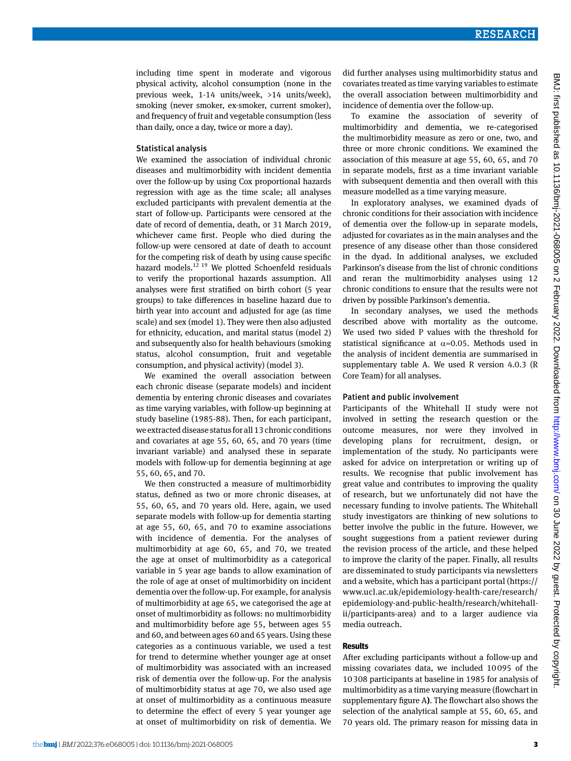including time spent in moderate and vigorous physical activity, alcohol consumption (none in the previous week, 1-14 units/week, >14 units/week), smoking (never smoker, ex-smoker, current smoker), and frequency of fruit and vegetable consumption (less than daily, once a day, twice or more a day).

### Statistical analysis

We examined the association of individual chronic diseases and multimorbidity with incident dementia over the follow-up by using Cox proportional hazards regression with age as the time scale; all analyses excluded participants with prevalent dementia at the start of follow-up. Participants were censored at the date of record of dementia, death, or 31 March 2019, whichever came first. People who died during the follow-up were censored at date of death to account for the competing risk of death by using cause specific hazard models.[12 19] We plotted Schoenfeld residuals to verify the proportional hazards assumption. All analyses were first stratified on birth cohort (5 year groups) to take differences in baseline hazard due to birth year into account and adjusted for age (as time scale) and sex (model 1). They were then also adjusted for ethnicity, education, and marital status (model 2) and subsequently also for health behaviours (smoking status, alcohol consumption, fruit and vegetable consumption, and physical activity) (model 3).

We examined the overall association between each chronic disease (separate models) and incident dementia by entering chronic diseases and covariates as time varying variables, with follow-up beginning at study baseline (1985-88). Then, for each participant, we extracted disease status for all 13 chronic conditions and covariates at age 55, 60, 65, and 70 years (time invariant variable) and analysed these in separate models with follow-up for dementia beginning at age 55, 60, 65, and 70.

We then constructed a measure of multimorbidity status, defined as two or more chronic diseases, at 55, 60, 65, and 70 years old. Here, again, we used separate models with follow-up for dementia starting at age 55, 60, 65, and 70 to examine associations with incidence of dementia. For the analyses of multimorbidity at age 60, 65, and 70, we treated the age at onset of multimorbidity as a categorical variable in 5 year age bands to allow examination of the role of age at onset of multimorbidity on incident dementia over the follow-up. For example, for analysis of multimorbidity at age 65, we categorised the age at onset of multimorbidity as follows: no multimorbidity and multimorbidity before age 55, between ages 55 and 60, and between ages 60 and 65 years. Using these categories as a continuous variable, we used a test for trend to determine whether younger age at onset of multimorbidity was associated with an increased risk of dementia over the follow-up. For the analysis of multimorbidity status at age 70, we also used age at onset of multimorbidity as a continuous measure to determine the effect of every 5 year younger age at onset of multimorbidity on risk of dementia. We did further analyses using multimorbidity status and covariates treated as time varying variables to estimate the overall association between multimorbidity and incidence of dementia over the follow-up.

To examine the association of severity of multimorbidity and dementia, we re-categorised the multimorbidity measure as zero or one, two, and three or more chronic conditions. We examined the association of this measure at age 55, 60, 65, and 70 in separate models, first as a time invariant variable with subsequent dementia and then overall with this measure modelled as a time varying measure.

In exploratory analyses, we examined dyads of chronic conditions for their association with incidence of dementia over the follow-up in separate models, adjusted for covariates as in the main analyses and the presence of any disease other than those considered in the dyad. In additional analyses, we excluded Parkinson's disease from the list of chronic conditions and reran the multimorbidity analyses using 12 chronic conditions to ensure that the results were not driven by possible Parkinson's dementia.

In secondary analyses, we used the methods described above with mortality as the outcome. We used two sided P values with the threshold for statistical significance at $\alpha=0.05$. Methods used in the analysis of incident dementia are summarised in supplementary table A. We used R version 4.0.3 (R Core Team) for all analyses.

### Patient and public involvement

Participants of the Whitehall II study were not involved in setting the research question or the outcome measures, nor were they involved in developing plans for recruitment, design, or implementation of the study. No participants were asked for advice on interpretation or writing up of results. We recognise that public involvement has great value and contributes to improving the quality of research, but we unfortunately did not have the necessary funding to involve patients. The Whitehall study investigators are thinking of new solutions to better involve the public in the future. However, we sought suggestions from a patient reviewer during the revision process of the article, and these helped to improve the clarity of the paper. Finally, all results are disseminated to study participants via newsletters and a website, which has a participant portal (https://www.ucl.ac.uk/epidemiology-health-care/research/epidemiology-and-public-health/research/whitehall-ii/participants-area) and to a larger audience via media outreach.

## Results

After excluding participants without a follow-up and missing covariates data, we included 10 095 of the 10 308 participants at baseline in 1985 for analysis of multimorbidity as a time varying measure (flowchart in supplementary figure A**)**. The flowchart also shows the selection of the analytical sample at 55, 60, 65, and 70 years old. The primary reason for missing data in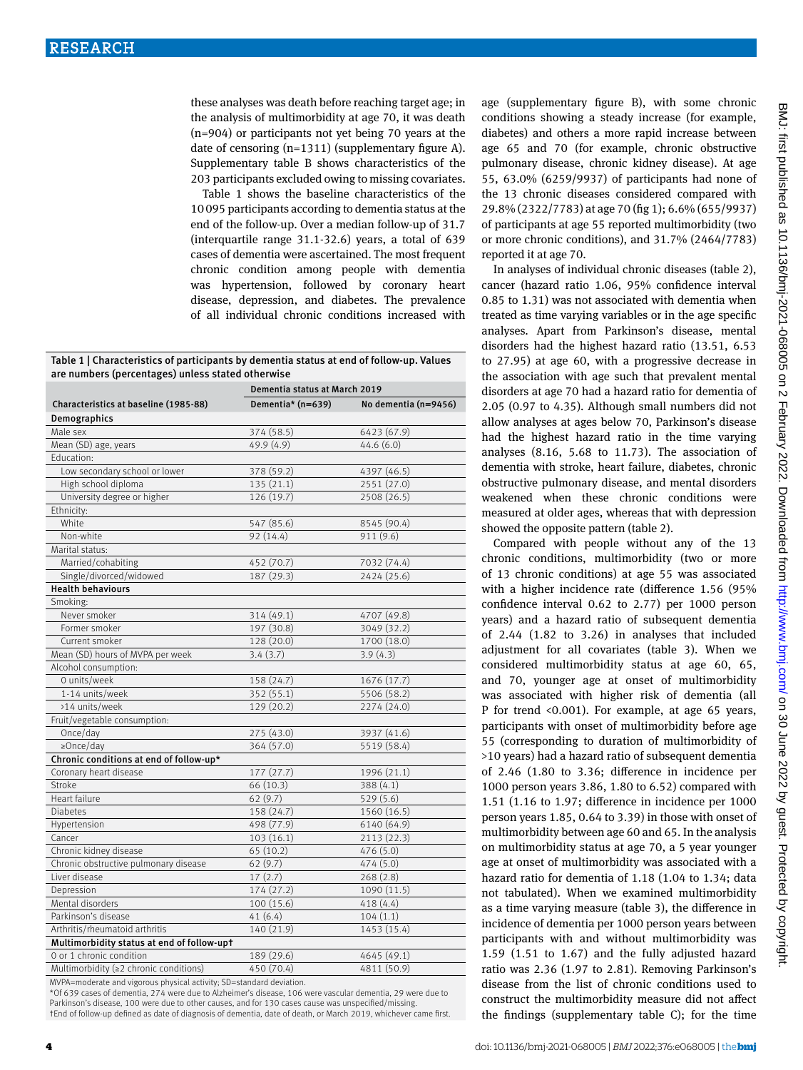these analyses was death before reaching target age; in the analysis of multimorbidity at age 70, it was death (n=904) or participants not yet being 70 years at the date of censoring (n=1311) (supplementary figure A). Supplementary table B shows characteristics of the 203 participants excluded owing to missing covariates.

Table 1 shows the baseline characteristics of the 10 095 participants according to dementia status at the end of the follow-up. Over a median follow-up of 31.7 (interquartile range 31.1-32.6) years, a total of 639 cases of dementia were ascertained. The most frequent chronic condition among people with dementia was hypertension, followed by coronary heart disease, depression, and diabetes. The prevalence of all individual chronic conditions increased with age (supplementary figure B), with some chronic conditions showing a steady increase (for example, diabetes) and others a more rapid increase between age 65 and 70 (for example, chronic obstructive pulmonary disease, chronic kidney disease). At age 55, 63.0% (6259/9937) of participants had none of the 13 chronic diseases considered compared with 29.8% (2322/7783) at age 70 (fig 1); 6.6% (655/9937) of participants at age 55 reported multimorbidity (two or more chronic conditions), and 31.7% (2464/7783) reported it at age 70.

Table 1 | Characteristics of participants by dementia status at end of follow-up. Values are numbers (percentages) unless stated otherwise

| | Dementia status at March 2019 | |
|---|---|---|
| Characteristics at baseline (1985-88) | Dementia* (n=639) | No dementia (n=9456) |
| **Demographics** | | |
| Male sex | 374 (58.5) | 6423 (67.9) |
| Mean (SD) age, years | 49.9 (4.9) | 44.6 (6.0) |
| Education: | | |
| Low secondary school or lower | 378 (59.2) | 4397 (46.5) |
| High school diploma | 135 (21.1) | 2551 (27.0) |
| University degree or higher | 126 (19.7) | 2508 (26.5) |
| Ethnicity: | | |
| White | 547 (85.6) | 8545 (90.4) |
| Non-white | 92 (14.4) | 911 (9.6) |
| Marital status: | | |
| Married/cohabiting | 452 (70.7) | 7032 (74.4) |
| Single/divorced/widowed | 187 (29.3) | 2424 (25.6) |
| **Health behaviours** | | |
| Smoking: | | |
| Never smoker | 314 (49.1) | 4707 (49.8) |
| Former smoker | 197 (30.8) | 3049 (32.2) |
| Current smoker | 128 (20.0) | 1700 (18.0) |
| Mean (SD) hours of MVPA per week | 3.4 (3.7) | 3.9 (4.3) |
| Alcohol consumption: | | |
| 0 units/week | 158 (24.7) | 1676 (17.7) |
| 1-14 units/week | 352 (55.1) | 5506 (58.2) |
| >14 units/week | 129 (20.2) | 2274 (24.0) |
| Fruit/vegetable consumption: | | |
| Once/day | 275 (43.0) | 3937 (41.6) |
| ≥Once/day | 364 (57.0) | 5519 (58.4) |
| **Chronic conditions at end of follow-up*** | | |
| Coronary heart disease | 177 (27.7) | 1996 (21.1) |
| Stroke | 66 (10.3) | 388 (4.1) |
| Heart failure | 62 (9.7) | 529 (5.6) |
| Diabetes | 158 (24.7) | 1560 (16.5) |
| Hypertension | 498 (77.9) | 6140 (64.9) |
| Cancer | 103 (16.1) | 2113 (22.3) |
| Chronic kidney disease | 65 (10.2) | 476 (5.0) |
| Chronic obstructive pulmonary disease | 62 (9.7) | 474 (5.0) |
| Liver disease | 17 (2.7) | 268 (2.8) |
| Depression | 174 (27.2) | 1090 (11.5) |
| Mental disorders | 100 (15.6) | 418 (4.4) |
| Parkinson's disease | 41 (6.4) | 104 (1.1) |
| Arthritis/rheumatoid arthritis | 140 (21.9) | 1453 (15.4) |
| **Multimorbidity status at end of follow-up†** | | |
| 0 or 1 chronic condition | 189 (29.6) | 4645 (49.1) |
| Multimorbidity (≥2 chronic conditions) | 450 (70.4) | 4811 (50.9) |

MVPA=moderate and vigorous physical activity; SD=standard deviation.
*Of 639 cases of dementia, 274 were due to Alzheimer's disease, 106 were vascular dementia, 29 were due to Parkinson's disease, 100 were due to other causes, and for 130 cases cause was unspecified/missing.
†End of follow-up defined as date of diagnosis of dementia, date of death, or March 2019, whichever came first.

In analyses of individual chronic diseases (table 2), cancer (hazard ratio 1.06, 95% confidence interval 0.85 to 1.31) was not associated with dementia when treated as time varying variables or in the age specific analyses. Apart from Parkinson's disease, mental disorders had the highest hazard ratio (13.51, 6.53 to 27.95) at age 60, with a progressive decrease in the association with age such that prevalent mental disorders at age 70 had a hazard ratio for dementia of 2.05 (0.97 to 4.35). Although small numbers did not allow analyses at ages below 70, Parkinson's disease had the highest hazard ratio in the time varying analyses (8.16, 5.68 to 11.73). The association of dementia with stroke, heart failure, diabetes, chronic obstructive pulmonary disease, and mental disorders weakened when these chronic conditions were measured at older ages, whereas that with depression showed the opposite pattern (table 2).

Compared with people without any of the 13 chronic conditions, multimorbidity (two or more of 13 chronic conditions) at age 55 was associated with a higher incidence rate (difference 1.56 (95% confidence interval 0.62 to 2.77) per 1000 person years) and a hazard ratio of subsequent dementia of 2.44 (1.82 to 3.26) in analyses that included adjustment for all covariates (table 3). When we considered multimorbidity status at age 60, 65, and 70, younger age at onset of multimorbidity was associated with higher risk of dementia (all P for trend <0.001). For example, at age 65 years, participants with onset of multimorbidity before age 55 (corresponding to duration of multimorbidity of >10 years) had a hazard ratio of subsequent dementia of 2.46 (1.80 to 3.36; difference in incidence per 1000 person years 3.86, 1.80 to 6.52) compared with 1.51 (1.16 to 1.97; difference in incidence per 1000 person years 1.85, 0.64 to 3.39) in those with onset of multimorbidity between age 60 and 65. In the analysis on multimorbidity status at age 70, a 5 year younger age at onset of multimorbidity was associated with a hazard ratio for dementia of 1.18 (1.04 to 1.34; data not tabulated). When we examined multimorbidity as a time varying measure (table 3), the difference in incidence of dementia per 1000 person years between participants with and without multimorbidity was 1.59 (1.51 to 1.67) and the fully adjusted hazard ratio was 2.36 (1.97 to 2.81). Removing Parkinson's disease from the list of chronic conditions used to construct the multimorbidity measure did not affect the findings (supplementary table C); for the time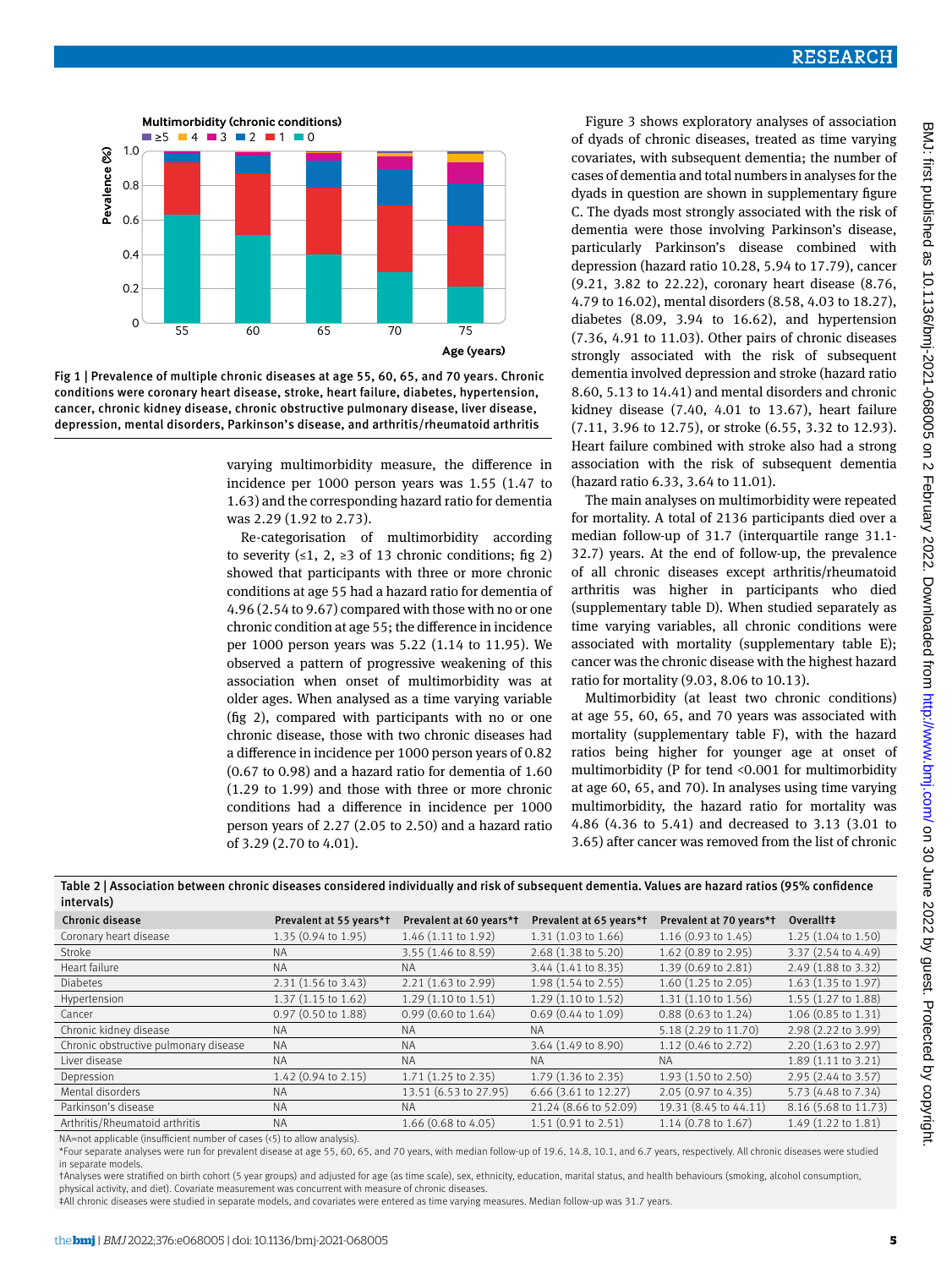Fig 1 | Prevalence of multiple chronic diseases at age 55, 60, 65, and 70 years. Chronic conditions were coronary heart disease, stroke, heart failure, diabetes, hypertension, cancer, chronic kidney disease, chronic obstructive pulmonary disease, liver disease, depression, mental disorders, Parkinson's disease, and arthritis/rheumatoid arthritis

varying multimorbidity measure, the difference in incidence per 1000 person years was 1.55 (1.47 to 1.63) and the corresponding hazard ratio for dementia was 2.29 (1.92 to 2.73).

Re-categorisation of multimorbidity according to severity (≤1, 2, ≥3 of 13 chronic conditions; fig 2) showed that participants with three or more chronic conditions at age 55 had a hazard ratio for dementia of 4.96 (2.54 to 9.67) compared with those with no or one chronic condition at age 55; the difference in incidence per 1000 person years was 5.22 (1.14 to 11.95). We observed a pattern of progressive weakening of this association when onset of multimorbidity was at older ages. When analysed as a time varying variable (fig 2), compared with participants with no or one chronic disease, those with two chronic diseases had a difference in incidence per 1000 person years of 0.82 (0.67 to 0.98) and a hazard ratio for dementia of 1.60 (1.29 to 1.99) and those with three or more chronic conditions had a difference in incidence per 1000 person years of 2.27 (2.05 to 2.50) and a hazard ratio of 3.29 (2.70 to 4.01).

Figure 3 shows exploratory analyses of association of dyads of chronic diseases, treated as time varying covariates, with subsequent dementia; the number of cases of dementia and total numbers in analyses for the dyads in question are shown in supplementary figure C. The dyads most strongly associated with the risk of dementia were those involving Parkinson's disease, particularly Parkinson's disease combined with depression (hazard ratio 10.28, 5.94 to 17.79), cancer (9.21, 3.82 to 22.22), coronary heart disease (8.76, 4.79 to 16.02), mental disorders (8.58, 4.03 to 18.27), diabetes (8.09, 3.94 to 16.62), and hypertension (7.36, 4.91 to 11.03). Other pairs of chronic diseases strongly associated with the risk of subsequent dementia involved depression and stroke (hazard ratio 8.60, 5.13 to 14.41) and mental disorders and chronic kidney disease (7.40, 4.01 to 13.67), heart failure (7.11, 3.96 to 12.75), or stroke (6.55, 3.32 to 12.93). Heart failure combined with stroke also had a strong association with the risk of subsequent dementia (hazard ratio 6.33, 3.64 to 11.01).

The main analyses on multimorbidity were repeated for mortality. A total of 2136 participants died over a median follow-up of 31.7 (interquartile range 31.1-32.7) years. At the end of follow-up, the prevalence of all chronic diseases except arthritis/rheumatoid arthritis was higher in participants who died (supplementary table D). When studied separately as time varying variables, all chronic conditions were associated with mortality (supplementary table E); cancer was the chronic disease with the highest hazard ratio for mortality (9.03, 8.06 to 10.13).

Multimorbidity (at least two chronic conditions) at age 55, 60, 65, and 70 years was associated with mortality (supplementary table F), with the hazard ratios being higher for younger age at onset of multimorbidity (P for tend <0.001 for multimorbidity at age 60, 65, and 70). In analyses using time varying multimorbidity, the hazard ratio for mortality was 4.86 (4.36 to 5.41) and decreased to 3.13 (3.01 to 3.65) after cancer was removed from the list of chronic

Table 2 | Association between chronic diseases considered individually and risk of subsequent dementia. Values are hazard ratios (95% confidence intervals)

| Chronic disease | Prevalent at 55 years*† | Prevalent at 60 years*† | Prevalent at 65 years*† | Prevalent at 70 years*† | Overall†‡ |
|---|---|---|---|---|---|
| Coronary heart disease | 1.35 (0.94 to 1.95) | 1.46 (1.11 to 1.92) | 1.31 (1.03 to 1.66) | 1.16 (0.93 to 1.45) | 1.25 (1.04 to 1.50) |
| Stroke | NA | 3.55 (1.46 to 8.59) | 2.68 (1.38 to 5.20) | 1.62 (0.89 to 2.95) | 3.37 (2.54 to 4.49) |
| Heart failure | NA | NA | 3.44 (1.41 to 8.35) | 1.39 (0.69 to 2.81) | 2.49 (1.88 to 3.32) |
| Diabetes | 2.31 (1.56 to 3.43) | 2.21 (1.63 to 2.99) | 1.98 (1.54 to 2.55) | 1.60 (1.25 to 2.05) | 1.63 (1.35 to 1.97) |
| Hypertension | 1.37 (1.15 to 1.62) | 1.29 (1.10 to 1.51) | 1.29 (1.10 to 1.52) | 1.31 (1.10 to 1.56) | 1.55 (1.27 to 1.88) |
| Cancer | 0.97 (0.50 to 1.88) | 0.99 (0.60 to 1.64) | 0.69 (0.44 to 1.09) | 0.88 (0.63 to 1.24) | 1.06 (0.85 to 1.31) |
| Chronic kidney disease | NA | NA | NA | 5.18 (2.29 to 11.70) | 2.98 (2.22 to 3.99) |
| Chronic obstructive pulmonary disease | NA | NA | 3.64 (1.49 to 8.90) | 1.12 (0.46 to 2.72) | 2.20 (1.63 to 2.97) |
| Liver disease | NA | NA | NA | NA | 1.89 (1.11 to 3.21) |
| Depression | 1.42 (0.94 to 2.15) | 1.71 (1.25 to 2.35) | 1.79 (1.36 to 2.35) | 1.93 (1.50 to 2.50) | 2.95 (2.44 to 3.57) |
| Mental disorders | NA | 13.51 (6.53 to 27.95) | 6.66 (3.61 to 12.27) | 2.05 (0.97 to 4.35) | 5.73 (4.48 to 7.34) |
| Parkinson's disease | NA | NA | 21.24 (8.66 to 52.09) | 19.31 (8.45 to 44.11) | 8.16 (5.68 to 11.73) |
| Arthritis/Rheumatoid arthritis | NA | 1.66 (0.68 to 4.05) | 1.51 (0.91 to 2.51) | 1.14 (0.78 to 1.67) | 1.49 (1.22 to 1.81) |

NA=not applicable (insufficient number of cases (<5) to allow analysis).

*Four separate analyses were run for prevalent disease at age 55, 60, 65, and 70 years, with median follow-up of 19.6, 14.8, 10.1, and 6.7 years, respectively. All chronic diseases were studied in separate models.

†Analyses were stratified on birth cohort (5 year groups) and adjusted for age (as time scale), sex, ethnicity, education, marital status, and health behaviours (smoking, alcohol consumption, physical activity, and diet). Covariate measurement was concurrent with measure of chronic diseases.

‡All chronic diseases were studied in separate models, and covariates were entered as time varying measures. Median follow-up was 31.7 years.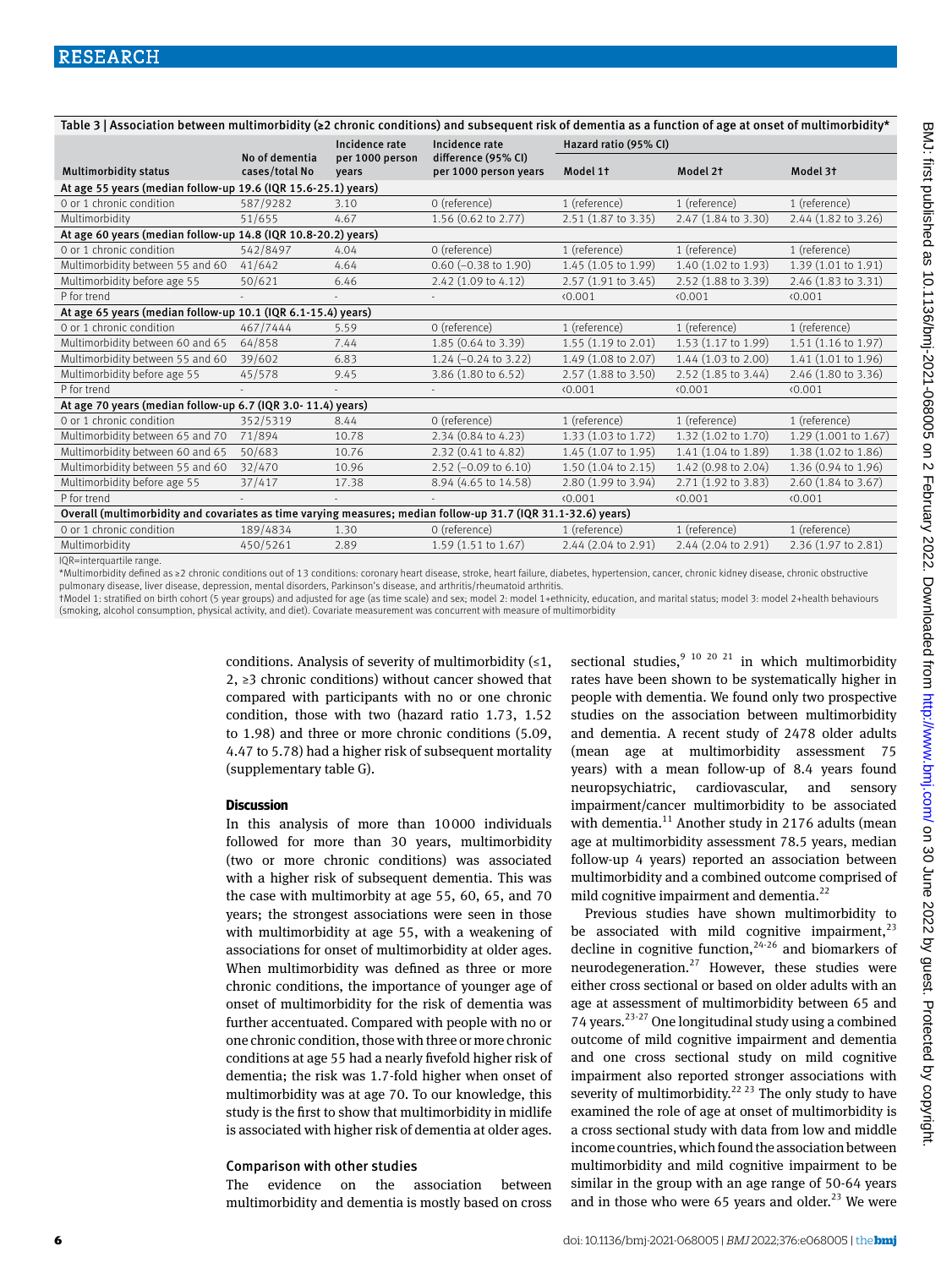Table 3 | Association between multimorbidity (≥2 chronic conditions) and subsequent risk of dementia as a function of age at onset of multimorbidity*

| Multimorbidity status | No of dementia cases/total No | Incidence rate per 1000 person years | Incidence rate difference (95% CI) per 1000 person years | Hazard ratio (95% CI) | | |
|---|---|---|---|---|---|---|
| | | | | Model 1† | Model 2† | Model 3† |
| **At age 55 years (median follow-up 19.6 (IQR 15.6-25.1) years)** | | | | | | |
| 0 or 1 chronic condition | 587/9282 | 3.10 | 0 (reference) | 1 (reference) | 1 (reference) | 1 (reference) |
| Multimorbidity | 51/655 | 4.67 | 1.56 (0.62 to 2.77) | 2.51 (1.87 to 3.35) | 2.47 (1.84 to 3.30) | 2.44 (1.82 to 3.26) |
| **At age 60 years (median follow-up 14.8 (IQR 10.8-20.2) years)** | | | | | | |
| 0 or 1 chronic condition | 542/8497 | 4.04 | 0 (reference) | 1 (reference) | 1 (reference) | 1 (reference) |
| Multimorbidity between 55 and 60 | 41/642 | 4.64 | 0.60 (−0.38 to 1.90) | 1.45 (1.05 to 1.99) | 1.40 (1.02 to 1.93) | 1.39 (1.01 to 1.91) |
| Multimorbidity before age 55 | 50/621 | 6.46 | 2.42 (1.09 to 4.12) | 2.57 (1.91 to 3.45) | 2.52 (1.88 to 3.39) | 2.46 (1.83 to 3.31) |
| P for trend | - | - | - | <0.001 | <0.001 | <0.001 |
| **At age 65 years (median follow-up 10.1 (IQR 6.1-15.4) years)** | | | | | | |
| 0 or 1 chronic condition | 467/7444 | 5.59 | 0 (reference) | 1 (reference) | 1 (reference) | 1 (reference) |
| Multimorbidity between 60 and 65 | 64/858 | 7.44 | 1.85 (0.64 to 3.39) | 1.55 (1.19 to 2.01) | 1.53 (1.17 to 1.99) | 1.51 (1.16 to 1.97) |
| Multimorbidity between 55 and 60 | 39/602 | 6.83 | 1.24 (−0.24 to 3.22) | 1.49 (1.08 to 2.07) | 1.44 (1.03 to 2.00) | 1.41 (1.01 to 1.96) |
| Multimorbidity before age 55 | 45/578 | 9.45 | 3.86 (1.80 to 6.52) | 2.57 (1.88 to 3.50) | 2.52 (1.85 to 3.44) | 2.46 (1.80 to 3.36) |
| P for trend | - | - | - | <0.001 | <0.001 | <0.001 |
| **At age 70 years (median follow-up 6.7 (IQR 3.0- 11.4) years)** | | | | | | |
| 0 or 1 chronic condition | 352/5319 | 8.44 | 0 (reference) | 1 (reference) | 1 (reference) | 1 (reference) |
| Multimorbidity between 65 and 70 | 71/894 | 10.78 | 2.34 (0.84 to 4.23) | 1.33 (1.03 to 1.72) | 1.32 (1.02 to 1.70) | 1.29 (1.001 to 1.67) |
| Multimorbidity between 60 and 65 | 50/683 | 10.76 | 2.32 (0.41 to 4.82) | 1.45 (1.07 to 1.95) | 1.41 (1.04 to 1.89) | 1.38 (1.02 to 1.86) |
| Multimorbidity between 55 and 60 | 32/470 | 10.96 | 2.52 (−0.09 to 6.10) | 1.50 (1.04 to 2.15) | 1.42 (0.98 to 2.04) | 1.36 (0.94 to 1.96) |
| Multimorbidity before age 55 | 37/417 | 17.38 | 8.94 (4.65 to 14.58) | 2.80 (1.99 to 3.94) | 2.71 (1.92 to 3.83) | 2.60 (1.84 to 3.67) |
| P for trend | - | - | - | <0.001 | <0.001 | <0.001 |
| **Overall (multimorbidity and covariates as time varying measures; median follow-up 31.7 (IQR 31.1-32.6) years)** | | | | | | |
| 0 or 1 chronic condition | 189/4834 | 1.30 | 0 (reference) | 1 (reference) | 1 (reference) | 1 (reference) |
| Multimorbidity | 450/5261 | 2.89 | 1.59 (1.51 to 1.67) | 2.44 (2.04 to 2.91) | 2.44 (2.04 to 2.91) | 2.36 (1.97 to 2.81) |

IQR=interquartile range.

*Multimorbidity defined as ≥2 chronic conditions out of 13 conditions: coronary heart disease, stroke, heart failure, diabetes, hypertension, cancer, chronic kidney disease, chronic obstructive pulmonary disease, liver disease, depression, mental disorders, Parkinson's disease, and arthritis/rheumatoid arthritis.

†Model 1: stratified on birth cohort (5 year groups) and adjusted for age (as time scale) and sex; model 2: model 1+ethnicity, education, and marital status; model 3: model 2+health behaviours (smoking, alcohol consumption, physical activity, and diet). Covariate measurement was concurrent with measure of multimorbidity

conditions. Analysis of severity of multimorbidity (≤1, 2, ≥3 chronic conditions) without cancer showed that compared with participants with no or one chronic condition, those with two (hazard ratio 1.73, 1.52 to 1.98) and three or more chronic conditions (5.09, 4.47 to 5.78) had a higher risk of subsequent mortality (supplementary table G).

## Discussion

In this analysis of more than 10000 individuals followed for more than 30 years, multimorbidity (two or more chronic conditions) was associated with a higher risk of subsequent dementia. This was the case with multimorbity at age 55, 60, 65, and 70 years; the strongest associations were seen in those with multimorbidity at age 55, with a weakening of associations for onset of multimorbidity at older ages. When multimorbidity was defined as three or more chronic conditions, the importance of younger age of onset of multimorbidity for the risk of dementia was further accentuated. Compared with people with no or one chronic condition, those with three or more chronic conditions at age 55 had a nearly fivefold higher risk of dementia; the risk was 1.7-fold higher when onset of multimorbidity was at age 70. To our knowledge, this study is the first to show that multimorbidity in midlife is associated with higher risk of dementia at older ages.

### Comparison with other studies

The evidence on the association between multimorbidity and dementia is mostly based on cross sectional studies,[9 10 20 21] in which multimorbidity rates have been shown to be systematically higher in people with dementia. We found only two prospective studies on the association between multimorbidity and dementia. A recent study of 2478 older adults (mean age at multimorbidity assessment 75 years) with a mean follow-up of 8.4 years found neuropsychiatric, cardiovascular, and sensory impairment/cancer multimorbidity to be associated with dementia.[11] Another study in 2176 adults (mean age at multimorbidity assessment 78.5 years, median follow-up 4 years) reported an association between multimorbidity and a combined outcome comprised of mild cognitive impairment and dementia.[22]

Previous studies have shown multimorbidity to be associated with mild cognitive impairment,[23] decline in cognitive function,[24-26] and biomarkers of neurodegeneration.[27] However, these studies were either cross sectional or based on older adults with an age at assessment of multimorbidity between 65 and 74 years.[23-27] One longitudinal study using a combined outcome of mild cognitive impairment and dementia and one cross sectional study on mild cognitive impairment also reported stronger associations with severity of multimorbidity.[22 23] The only study to have examined the role of age at onset of multimorbidity is a cross sectional study with data from low and middle income countries, which found the association between multimorbidity and mild cognitive impairment to be similar in the group with an age range of 50-64 years and in those who were 65 years and older.[23] We were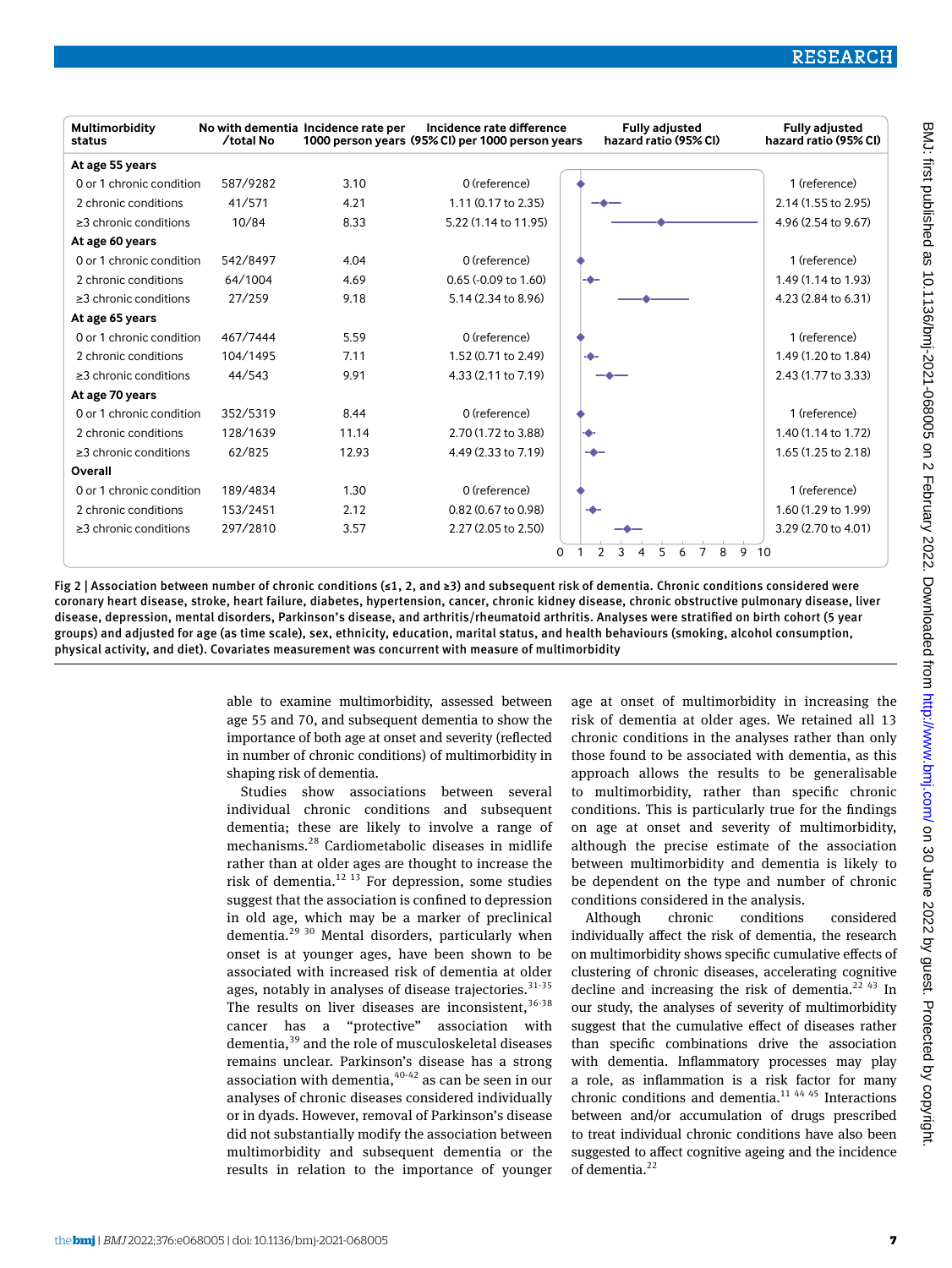| Multimorbidity status | No with dementia /total No | Incidence rate per 1000 person years | Incidence rate difference (95% CI) per 1000 person years | Fully adjusted hazard ratio (95% CI) |
|---|---|---|---|---|
| **At age 55 years** | | | | |
| 0 or 1 chronic condition | 587/9282 | 3.10 | 0 (reference) | 1 (reference) |
| 2 chronic conditions | 41/571 | 4.21 | 1.11 (0.17 to 2.35) | 2.14 (1.55 to 2.95) |
| ≥3 chronic conditions | 10/84 | 8.33 | 5.22 (1.14 to 11.95) | 4.96 (2.54 to 9.67) |
| **At age 60 years** | | | | |
| 0 or 1 chronic condition | 542/8497 | 4.04 | 0 (reference) | 1 (reference) |
| 2 chronic conditions | 64/1004 | 4.69 | 0.65 (-0.09 to 1.60) | 1.49 (1.14 to 1.93) |
| ≥3 chronic conditions | 27/259 | 9.18 | 5.14 (2.34 to 8.96) | 4.23 (2.84 to 6.31) |
| **At age 65 years** | | | | |
| 0 or 1 chronic condition | 467/7444 | 5.59 | 0 (reference) | 1 (reference) |
| 2 chronic conditions | 104/1495 | 7.11 | 1.52 (0.71 to 2.49) | 1.49 (1.20 to 1.84) |
| ≥3 chronic conditions | 44/543 | 9.91 | 4.33 (2.11 to 7.19) | 2.43 (1.77 to 3.33) |
| **At age 70 years** | | | | |
| 0 or 1 chronic condition | 352/5319 | 8.44 | 0 (reference) | 1 (reference) |
| 2 chronic conditions | 128/1639 | 11.14 | 2.70 (1.72 to 3.88) | 1.40 (1.14 to 1.72) |
| ≥3 chronic conditions | 62/825 | 12.93 | 4.49 (2.33 to 7.19) | 1.65 (1.25 to 2.18) |
| **Overall** | | | | |
| 0 or 1 chronic condition | 189/4834 | 1.30 | 0 (reference) | 1 (reference) |
| 2 chronic conditions | 153/2451 | 2.12 | 0.82 (0.67 to 0.98) | 1.60 (1.29 to 1.99) |
| ≥3 chronic conditions | 297/2810 | 3.57 | 2.27 (2.05 to 2.50) | 3.29 (2.70 to 4.01) |

**Fig 2 | Association between number of chronic conditions (≤1, 2, and ≥3) and subsequent risk of dementia. Chronic conditions considered were coronary heart disease, stroke, heart failure, diabetes, hypertension, cancer, chronic kidney disease, chronic obstructive pulmonary disease, liver disease, depression, mental disorders, Parkinson's disease, and arthritis/rheumatoid arthritis. Analyses were stratified on birth cohort (5 year groups) and adjusted for age (as time scale), sex, ethnicity, education, marital status, and health behaviours (smoking, alcohol consumption, physical activity, and diet). Covariates measurement was concurrent with measure of multimorbidity**

able to examine multimorbidity, assessed between age 55 and 70, and subsequent dementia to show the importance of both age at onset and severity (reflected in number of chronic conditions) of multimorbidity in shaping risk of dementia.

Studies show associations between several individual chronic conditions and subsequent dementia; these are likely to involve a range of mechanisms.[28] Cardiometabolic diseases in midlife rather than at older ages are thought to increase the risk of dementia.[12 13] For depression, some studies suggest that the association is confined to depression in old age, which may be a marker of preclinical dementia.[29 30] Mental disorders, particularly when onset is at younger ages, have been shown to be associated with increased risk of dementia at older ages, notably in analyses of disease trajectories.[31-35] The results on liver diseases are inconsistent,[36-38] cancer has a "protective" association with dementia,[39] and the role of musculoskeletal diseases remains unclear. Parkinson's disease has a strong association with dementia,[40-42] as can be seen in our analyses of chronic diseases considered individually or in dyads. However, removal of Parkinson's disease did not substantially modify the association between multimorbidity and subsequent dementia or the results in relation to the importance of younger age at onset of multimorbidity in increasing the risk of dementia at older ages. We retained all 13 chronic conditions in the analyses rather than only those found to be associated with dementia, as this approach allows the results to be generalisable to multimorbidity, rather than specific chronic conditions. This is particularly true for the findings on age at onset and severity of multimorbidity, although the precise estimate of the association between multimorbidity and dementia is likely to be dependent on the type and number of chronic conditions considered in the analysis.

Although chronic conditions considered individually affect the risk of dementia, the research on multimorbidity shows specific cumulative effects of clustering of chronic diseases, accelerating cognitive decline and increasing the risk of dementia.[22 43] In our study, the analyses of severity of multimorbidity suggest that the cumulative effect of diseases rather than specific combinations drive the association with dementia. Inflammatory processes may play a role, as inflammation is a risk factor for many chronic conditions and dementia.[11 44 45] Interactions between and/or accumulation of drugs prescribed to treat individual chronic conditions have also been suggested to affect cognitive ageing and the incidence of dementia.[22]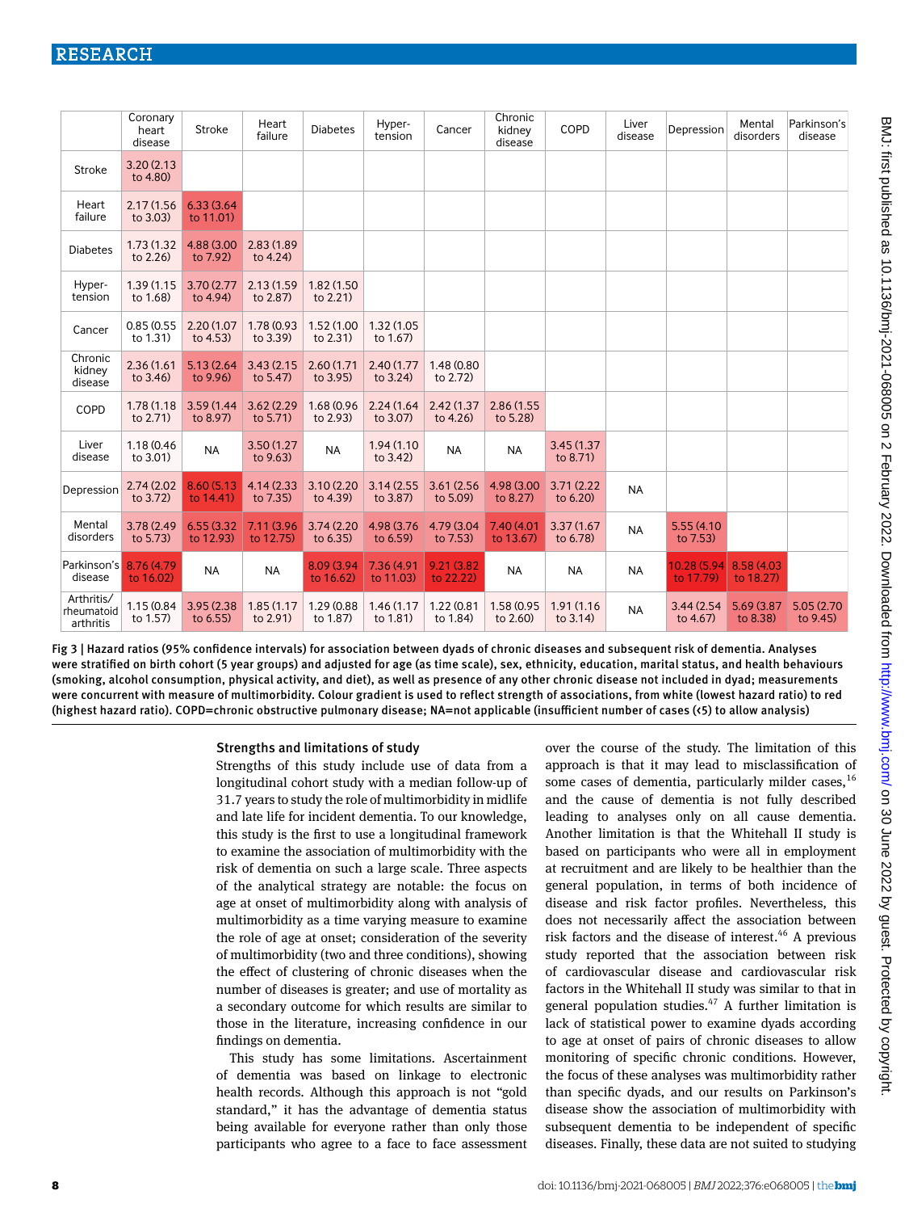|  | Coronary heart disease | Stroke | Heart failure | Diabetes | Hyper-tension | Cancer | Chronic kidney disease | COPD | Liver disease | Depression | Mental disorders | Parkinson's disease |
|---|---|---|---|---|---|---|---|---|---|---|---|---|
| Stroke | 3.20 (2.13 to 4.80) |  |  |  |  |  |  |  |  |  |  |  |
| Heart failure | 2.17 (1.56 to 3.03) | 6.33 (3.64 to 11.01) |  |  |  |  |  |  |  |  |  |  |
| Diabetes | 1.73 (1.32 to 2.26) | 4.88 (3.00 to 7.92) | 2.83 (1.89 to 4.24) |  |  |  |  |  |  |  |  |  |
| Hyper-tension | 1.39 (1.15 to 1.68) | 3.70 (2.77 to 4.94) | 2.13 (1.59 to 2.87) | 1.82 (1.50 to 2.21) |  |  |  |  |  |  |  |  |
| Cancer | 0.85 (0.55 to 1.31) | 2.20 (1.07 to 4.53) | 1.78 (0.93 to 3.39) | 1.52 (1.00 to 2.31) | 1.32 (1.05 to 1.67) |  |  |  |  |  |  |  |
| Chronic kidney disease | 2.36 (1.61 to 3.46) | 5.13 (2.64 to 9.96) | 3.43 (2.15 to 5.47) | 2.60 (1.71 to 3.95) | 2.40 (1.77 to 3.24) | 1.48 (0.80 to 2.72) |  |  |  |  |  |  |
| COPD | 1.78 (1.18 to 2.71) | 3.59 (1.44 to 8.97) | 3.62 (2.29 to 5.71) | 1.68 (0.96 to 2.93) | 2.24 (1.64 to 3.07) | 2.42 (1.37 to 4.26) | 2.86 (1.55 to 5.28) |  |  |  |  |  |
| Liver disease | 1.18 (0.46 to 3.01) | NA | 3.50 (1.27 to 9.63) | NA | 1.94 (1.10 to 3.42) | NA | NA | 3.45 (1.37 to 8.71) |  |  |  |  |
| Depression | 2.74 (2.02 to 3.72) | 8.60 (5.13 to 14.41) | 4.14 (2.33 to 7.35) | 3.10 (2.20 to 4.39) | 3.14 (2.55 to 3.87) | 3.61 (2.56 to 5.09) | 4.98 (3.00 to 8.27) | 3.71 (2.22 to 6.20) | NA |  |  |  |
| Mental disorders | 3.78 (2.49 to 5.73) | 6.55 (3.32 to 12.93) | 7.11 (3.96 to 12.75) | 3.74 (2.20 to 6.35) | 4.98 (3.76 to 6.59) | 4.79 (3.04 to 7.53) | 7.40 (4.01 to 13.67) | 3.37 (1.67 to 6.78) | NA | 5.55 (4.10 to 7.53) |  |  |
| Parkinson's disease | 8.76 (4.79 to 16.02) | NA | NA | 8.09 (3.94 to 16.62) | 7.36 (4.91 to 11.03) | 9.21 (3.82 to 22.22) | NA | NA | NA | 10.28 (5.94 to 17.79) | 8.58 (4.03 to 18.27) |  |
| Arthritis/ rheumatoid arthritis | 1.15 (0.84 to 1.57) | 3.95 (2.38 to 6.55) | 1.85 (1.17 to 2.91) | 1.29 (0.88 to 1.87) | 1.46 (1.17 to 1.81) | 1.22 (0.81 to 1.84) | 1.58 (0.95 to 2.60) | 1.91 (1.16 to 3.14) | NA | 3.44 (2.54 to 4.67) | 5.69 (3.87 to 8.38) | 5.05 (2.70 to 9.45) |

**Fig 3 | Hazard ratios (95% confidence intervals) for association between dyads of chronic diseases and subsequent risk of dementia. Analyses were stratified on birth cohort (5 year groups) and adjusted for age (as time scale), sex, ethnicity, education, marital status, and health behaviours (smoking, alcohol consumption, physical activity, and diet), as well as presence of any other chronic disease not included in dyad; measurements were concurrent with measure of multimorbidity. Colour gradient is used to reflect strength of associations, from white (lowest hazard ratio) to red (highest hazard ratio). COPD=chronic obstructive pulmonary disease; NA=not applicable (insufficient number of cases (<5) to allow analysis)**

### Strengths and limitations of study

Strengths of this study include use of data from a longitudinal cohort study with a median follow-up of 31.7 years to study the role of multimorbidity in midlife and late life for incident dementia. To our knowledge, this study is the first to use a longitudinal framework to examine the association of multimorbidity with the risk of dementia on such a large scale. Three aspects of the analytical strategy are notable: the focus on age at onset of multimorbidity along with analysis of multimorbidity as a time varying measure to examine the role of age at onset; consideration of the severity of multimorbidity (two and three conditions), showing the effect of clustering of chronic diseases when the number of diseases is greater; and use of mortality as a secondary outcome for which results are similar to those in the literature, increasing confidence in our findings on dementia.

This study has some limitations. Ascertainment of dementia was based on linkage to electronic health records. Although this approach is not "gold standard," it has the advantage of dementia status being available for everyone rather than only those participants who agree to a face to face assessment over the course of the study. The limitation of this approach is that it may lead to misclassification of some cases of dementia, particularly milder cases,[16] and the cause of dementia is not fully described leading to analyses only on all cause dementia. Another limitation is that the Whitehall II study is based on participants who were all in employment at recruitment and are likely to be healthier than the general population, in terms of both incidence of disease and risk factor profiles. Nevertheless, this does not necessarily affect the association between risk factors and the disease of interest.[46] A previous study reported that the association between risk of cardiovascular disease and cardiovascular risk factors in the Whitehall II study was similar to that in general population studies.[47] A further limitation is lack of statistical power to examine dyads according to age at onset of pairs of chronic diseases to allow monitoring of specific chronic conditions. However, the focus of these analyses was multimorbidity rather than specific dyads, and our results on Parkinson's disease show the association of multimorbidity with subsequent dementia to be independent of specific diseases. Finally, these data are not suited to studying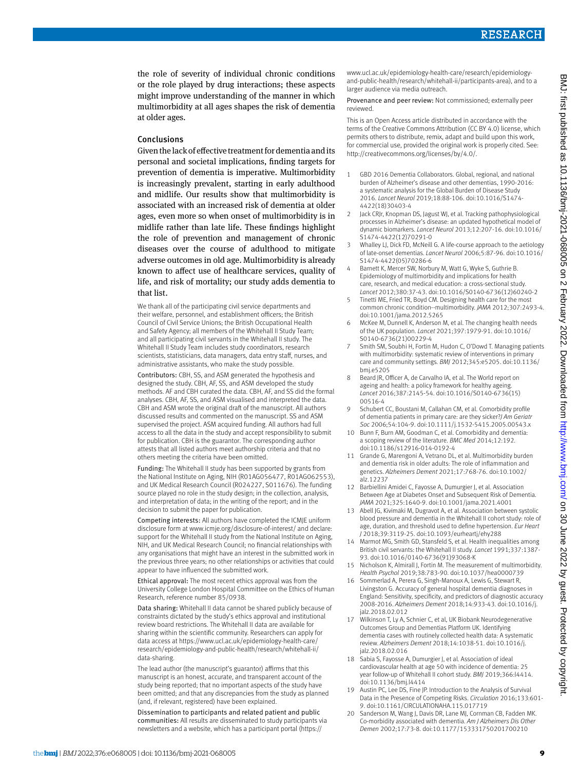the role of severity of individual chronic conditions or the role played by drug interactions; these aspects might improve understanding of the manner in which multimorbidity at all ages shapes the risk of dementia at older ages.

## Conclusions

Given the lack of effective treatment for dementia and its personal and societal implications, finding targets for prevention of dementia is imperative. Multimorbidity is increasingly prevalent, starting in early adulthood and midlife. Our results show that multimorbidity is associated with an increased risk of dementia at older ages, even more so when onset of multimorbidity is in midlife rather than late life. These findings highlight the role of prevention and management of chronic diseases over the course of adulthood to mitigate adverse outcomes in old age. Multimorbidity is already known to affect use of healthcare services, quality of life, and risk of mortality; our study adds dementia to that list.

We thank all of the participating civil service departments and their welfare, personnel, and establishment officers; the British Council of Civil Service Unions; the British Occupational Health and Safety Agency; all members of the Whitehall II Study Team; and all participating civil servants in the Whitehall II study. The Whitehall II Study Team includes study coordinators, research scientists, statisticians, data managers, data entry staff, nurses, and administrative assistants, who make the study possible.

**Contributors:** CBH, SS, and ASM generated the hypothesis and designed the study. CBH, AF, SS, and ASM developed the study methods. AF and CBH curated the data. CBH, AF, and SS did the formal analyses. CBH, AF, SS, and ASM visualised and interpreted the data. CBH and ASM wrote the original draft of the manuscript. All authors discussed results and commented on the manuscript. SS and ASM supervised the project. ASM acquired funding. All authors had full access to all the data in the study and accept responsibility to submit for publication. CBH is the guarantor. The corresponding author attests that all listed authors meet authorship criteria and that no others meeting the criteria have been omitted.

**Funding:** The Whitehall II study has been supported by grants from the National Institute on Aging, NIH (R01AG056477, R01AG062553), and UK Medical Research Council (R024227, S011676). The funding source played no role in the study design; in the collection, analysis, and interpretation of data; in the writing of the report; and in the decision to submit the paper for publication.

**Competing interests:** All authors have completed the ICMJE uniform disclosure form at www.icmje.org/disclosure-of-interest/ and declare: support for the Whitehall II study from the National Institute on Aging, NIH, and UK Medical Research Council; no financial relationships with any organisations that might have an interest in the submitted work in the previous three years; no other relationships or activities that could appear to have influenced the submitted work.

**Ethical approval:** The most recent ethics approval was from the University College London Hospital Committee on the Ethics of Human Research, reference number 85/0938.

**Data sharing:** Whitehall II data cannot be shared publicly because of constraints dictated by the study's ethics approval and institutional review board restrictions. The Whitehall II data are available for sharing within the scientific community. Researchers can apply for data access at https://www.ucl.ac.uk/epidemiology-health-care/research/epidemiology-and-public-health/research/whitehall-ii/data-sharing.

The lead author (the manuscript's guarantor) affirms that this manuscript is an honest, accurate, and transparent account of the study being reported; that no important aspects of the study have been omitted; and that any discrepancies from the study as planned (and, if relevant, registered) have been explained.

**Dissemination to participants and related patient and public communities:** All results are disseminated to study participants via newsletters and a website, which has a participant portal (https://www.ucl.ac.uk/epidemiology-health-care/research/epidemiology-and-public-health/research/whitehall-ii/participants-area), and to a larger audience via media outreach.

**Provenance and peer review:** Not commissioned; externally peer reviewed.

This is an Open Access article distributed in accordance with the terms of the Creative Commons Attribution (CC BY 4.0) license, which permits others to distribute, remix, adapt and build upon this work, for commercial use, provided the original work is properly cited. See: http://creativecommons.org/licenses/by/4.0/.

1. GBD 2016 Dementia Collaborators. Global, regional, and national burden of Alzheimer's disease and other dementias, 1990-2016: a systematic analysis for the Global Burden of Disease Study 2016. *Lancet Neurol* 2019;18:88-106. doi:10.1016/S1474-4422(18)30403-4
2. Jack CRJr, Knopman DS, Jagust WJ, et al. Tracking pathophysiological processes in Alzheimer's disease: an updated hypothetical model of dynamic biomarkers. *Lancet Neurol* 2013;12:207-16. doi:10.1016/S1474-4422(12)70291-0
3. Whalley LJ, Dick FD, McNeill G. A life-course approach to the aetiology of late-onset dementias. *Lancet Neurol* 2006;5:87-96. doi:10.1016/S1474-4422(05)70286-6
4. Barnett K, Mercer SW, Norbury M, Watt G, Wyke S, Guthrie B. Epidemiology of multimorbidity and implications for health care, research, and medical education: a cross-sectional study. *Lancet* 2012;380:37-43. doi:10.1016/S0140-6736(12)60240-2
5. Tinetti ME, Fried TR, Boyd CM. Designing health care for the most common chronic condition--multimorbidity. *JAMA* 2012;307:2493-4. doi:10.1001/jama.2012.5265
6. McKee M, Dunnell K, Anderson M, et al. The changing health needs of the UK population. *Lancet* 2021;397:1979-91. doi:10.1016/S0140-6736(21)00229-4
7. Smith SM, Soubhi H, Fortin M, Hudon C, O'Dowd T. Managing patients with multimorbidity: systematic review of interventions in primary care and community settings. *BMJ* 2012;345:e5205. doi:10.1136/bmj.e5205
8. Beard JR, Officer A, de Carvalho IA, et al. The World report on ageing and health: a policy framework for healthy ageing. *Lancet* 2016;387:2145-54. doi:10.1016/S0140-6736(15)00516-4
9. Schubert CC, Boustani M, Callahan CM, et al. Comorbidity profile of dementia patients in primary care: are they sicker? *J Am Geriatr Soc* 2006;54:104-9. doi:10.1111/j.1532-5415.2005.00543.x
10. Bunn F, Burn AM, Goodman C, et al. Comorbidity and dementia: a scoping review of the literature. *BMC Med* 2014;12:192. doi:10.1186/s12916-014-0192-4
11. Grande G, Marengoni A, Vetrano DL, et al. Multimorbidity burden and dementia risk in older adults: The role of inflammation and genetics. *Alzheimers Dement* 2021;17:768-76. doi:10.1002/alz.12237
12. Barbiellini Amidei C, Fayosse A, Dumurgier J, et al. Association Between Age at Diabetes Onset and Subsequent Risk of Dementia. *JAMA* 2021;325:1640-9. doi:10.1001/jama.2021.4001
13. Abell JG, Kivimäki M, Dugravot A, et al. Association between systolic blood pressure and dementia in the Whitehall II cohort study: role of age, duration, and threshold used to define hypertension. *Eur Heart J* 2018;39:3119-25. doi:10.1093/eurheartj/ehy288
14. Marmot MG, Smith GD, Stansfeld S, et al. Health inequalities among British civil servants: the Whitehall II study. *Lancet* 1991;337:1387-93. doi:10.1016/0140-6736(91)93068-K
15. Nicholson K, Almirall J, Fortin M. The measurement of multimorbidity. *Health Psychol* 2019;38:783-90. doi:10.1037/hea0000739
16. Sommerlad A, Perera G, Singh-Manoux A, Lewis G, Stewart R, Livingston G. Accuracy of general hospital dementia diagnoses in England: Sensitivity, specificity, and predictors of diagnostic accuracy 2008-2016. *Alzheimers Dement* 2018;14:933-43. doi:10.1016/j.jalz.2018.02.012
17. Wilkinson T, Ly A, Schnier C, et al, UK Biobank Neurodegenerative Outcomes Group and Dementias Platform UK. Identifying dementia cases with routinely collected health data: A systematic review. *Alzheimers Dement* 2018;14:1038-51. doi:10.1016/j.jalz.2018.02.016
18. Sabia S, Fayosse A, Dumurgier J, et al. Association of ideal cardiovascular health at age 50 with incidence of dementia: 25 year follow-up of Whitehall II cohort study. *BMJ* 2019;366:l4414. doi:10.1136/bmj.l4414
19. Austin PC, Lee DS, Fine JP. Introduction to the Analysis of Survival Data in the Presence of Competing Risks. *Circulation* 2016;133:601-9. doi:10.1161/CIRCULATIONAHA.115.017719
20. Sanderson M, Wang J, Davis DR, Lane MJ, Cornman CB, Fadden MK. Co-morbidity associated with dementia. *Am J Alzheimers Dis Other Demen* 2002;17:73-8. doi:10.1177/153331750201700210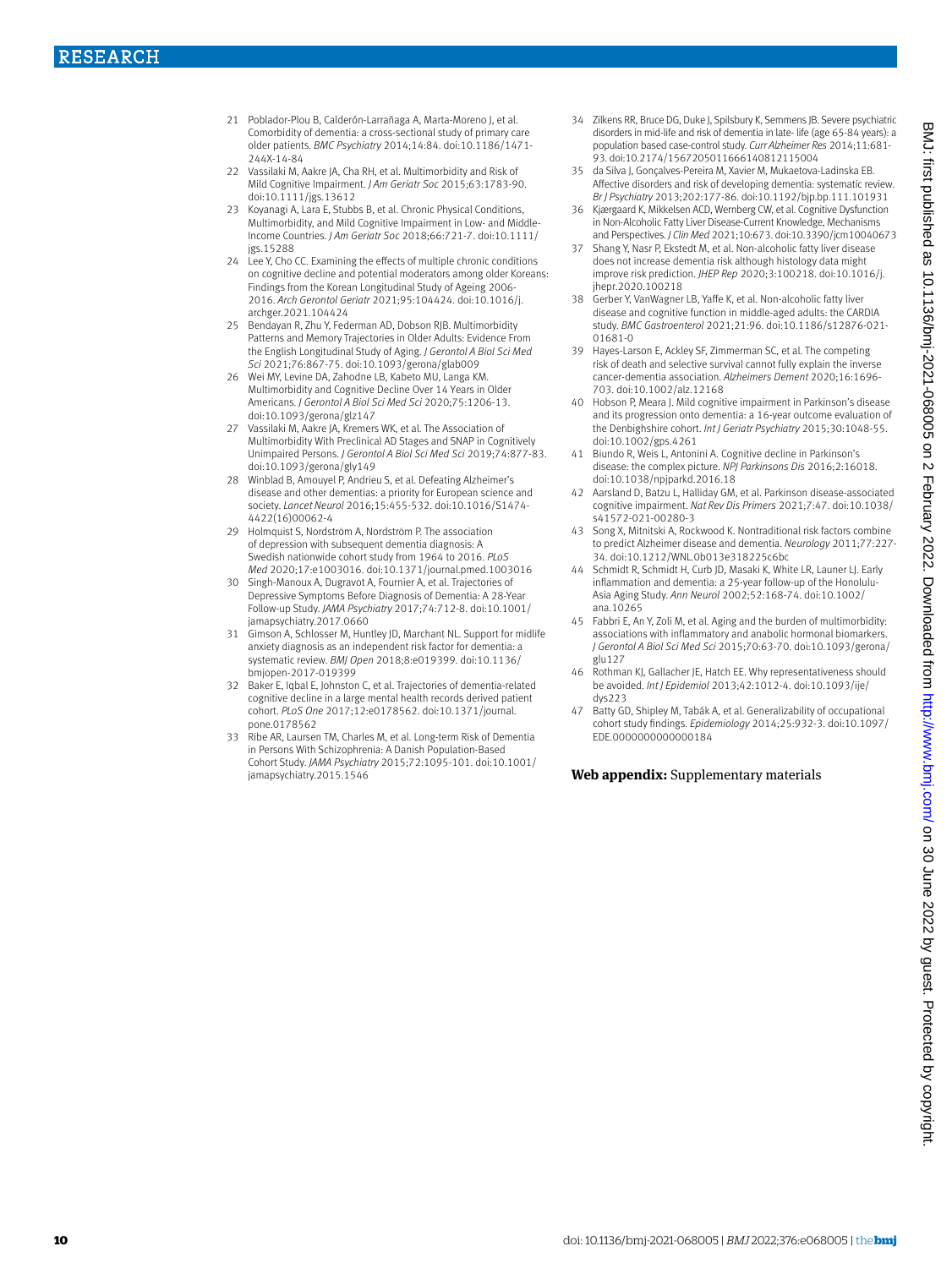21 Poblador-Plou B, Calderón-Larrañaga A, Marta-Moreno J, et al. Comorbidity of dementia: a cross-sectional study of primary care older patients. *BMC Psychiatry* 2014;14:84. doi:10.1186/1471-244X-14-84

22 Vassilaki M, Aakre JA, Cha RH, et al. Multimorbidity and Risk of Mild Cognitive Impairment. *J Am Geriatr Soc* 2015;63:1783-90. doi:10.1111/jgs.13612

23 Koyanagi A, Lara E, Stubbs B, et al. Chronic Physical Conditions, Multimorbidity, and Mild Cognitive Impairment in Low- and Middle-Income Countries. *J Am Geriatr Soc* 2018;66:721-7. doi:10.1111/jgs.15288

24 Lee Y, Cho CC. Examining the effects of multiple chronic conditions on cognitive decline and potential moderators among older Koreans: Findings from the Korean Longitudinal Study of Ageing 2006-2016. *Arch Gerontol Geriatr* 2021;95:104424. doi:10.1016/j.archger.2021.104424

25 Bendayan R, Zhu Y, Federman AD, Dobson RJB. Multimorbidity Patterns and Memory Trajectories in Older Adults: Evidence From the English Longitudinal Study of Aging. *J Gerontol A Biol Sci Med Sci* 2021;76:867-75. doi:10.1093/gerona/glab009

26 Wei MY, Levine DA, Zahodne LB, Kabeto MU, Langa KM. Multimorbidity and Cognitive Decline Over 14 Years in Older Americans. *J Gerontol A Biol Sci Med Sci* 2020;75:1206-13. doi:10.1093/gerona/glz147

27 Vassilaki M, Aakre JA, Kremers WK, et al. The Association of Multimorbidity With Preclinical AD Stages and SNAP in Cognitively Unimpaired Persons. *J Gerontol A Biol Sci Med Sci* 2019;74:877-83. doi:10.1093/gerona/gly149

28 Winblad B, Amouyel P, Andrieu S, et al. Defeating Alzheimer's disease and other dementias: a priority for European science and society. *Lancet Neurol* 2016;15:455-532. doi:10.1016/S1474-4422(16)00062-4

29 Holmquist S, Nordström A, Nordström P. The association of depression with subsequent dementia diagnosis: A Swedish nationwide cohort study from 1964 to 2016. *PLoS Med* 2020;17:e1003016. doi:10.1371/journal.pmed.1003016

30 Singh-Manoux A, Dugravot A, Fournier A, et al. Trajectories of Depressive Symptoms Before Diagnosis of Dementia: A 28-Year Follow-up Study. *JAMA Psychiatry* 2017;74:712-8. doi:10.1001/jamapsychiatry.2017.0660

31 Gimson A, Schlosser M, Huntley JD, Marchant NL. Support for midlife anxiety diagnosis as an independent risk factor for dementia: a systematic review. *BMJ Open* 2018;8:e019399. doi:10.1136/bmjopen-2017-019399

32 Baker E, Iqbal E, Johnston C, et al. Trajectories of dementia-related cognitive decline in a large mental health records derived patient cohort. *PLoS One* 2017;12:e0178562. doi:10.1371/journal.pone.0178562

33 Ribe AR, Laursen TM, Charles M, et al. Long-term Risk of Dementia in Persons With Schizophrenia: A Danish Population-Based Cohort Study. *JAMA Psychiatry* 2015;72:1095-101. doi:10.1001/jamapsychiatry.2015.1546

34 Zilkens RR, Bruce DG, Duke J, Spilsbury K, Semmens JB. Severe psychiatric disorders in mid-life and risk of dementia in late- life (age 65-84 years): a population based case-control study. *Curr Alzheimer Res* 2014;11:681-93. doi:10.2174/1567205011666140812115004

35 da Silva J, Gonçalves-Pereira M, Xavier M, Mukaetova-Ladinska EB. Affective disorders and risk of developing dementia: systematic review. *Br J Psychiatry* 2013;202:177-86. doi:10.1192/bjp.bp.111.101931

36 Kjærgaard K, Mikkelsen ACD, Wernberg CW, et al. Cognitive Dysfunction in Non-Alcoholic Fatty Liver Disease-Current Knowledge, Mechanisms and Perspectives. *J Clin Med* 2021;10:673. doi:10.3390/jcm10040673

37 Shang Y, Nasr P, Ekstedt M, et al. Non-alcoholic fatty liver disease does not increase dementia risk although histology data might improve risk prediction. *JHEP Rep* 2020;3:100218. doi:10.1016/j.jhepr.2020.100218

38 Gerber Y, VanWagner LB, Yaffe K, et al. Non-alcoholic fatty liver disease and cognitive function in middle-aged adults: the CARDIA study. *BMC Gastroenterol* 2021;21:96. doi:10.1186/s12876-021-01681-0

39 Hayes-Larson E, Ackley SF, Zimmerman SC, et al. The competing risk of death and selective survival cannot fully explain the inverse cancer-dementia association. *Alzheimers Dement* 2020;16:1696-703. doi:10.1002/alz.12168

40 Hobson P, Meara J. Mild cognitive impairment in Parkinson's disease and its progression onto dementia: a 16-year outcome evaluation of the Denbighshire cohort. *Int J Geriatr Psychiatry* 2015;30:1048-55. doi:10.1002/gps.4261

41 Biundo R, Weis L, Antonini A. Cognitive decline in Parkinson's disease: the complex picture. *NPJ Parkinsons Dis* 2016;2:16018. doi:10.1038/npjparkd.2016.18

42 Aarsland D, Batzu L, Halliday GM, et al. Parkinson disease-associated cognitive impairment. *Nat Rev Dis Primers* 2021;7:47. doi:10.1038/s41572-021-00280-3

43 Song X, Mitnitski A, Rockwood K. Nontraditional risk factors combine to predict Alzheimer disease and dementia. *Neurology* 2011;77:227-34. doi:10.1212/WNL.0b013e318225c6bc

44 Schmidt R, Schmidt H, Curb JD, Masaki K, White LR, Launer LJ. Early inflammation and dementia: a 25-year follow-up of the Honolulu-Asia Aging Study. *Ann Neurol* 2002;52:168-74. doi:10.1002/ana.10265

45 Fabbri E, An Y, Zoli M, et al. Aging and the burden of multimorbidity: associations with inflammatory and anabolic hormonal biomarkers. *J Gerontol A Biol Sci Med Sci* 2015;70:63-70. doi:10.1093/gerona/glu127

46 Rothman KJ, Gallacher JE, Hatch EE. Why representativeness should be avoided. *Int J Epidemiol* 2013;42:1012-4. doi:10.1093/ije/dys223

47 Batty GD, Shipley M, Tabák A, et al. Generalizability of occupational cohort study findings. *Epidemiology* 2014;25:932-3. doi:10.1097/EDE.0000000000000184

**Web appendix:** Supplementary materials